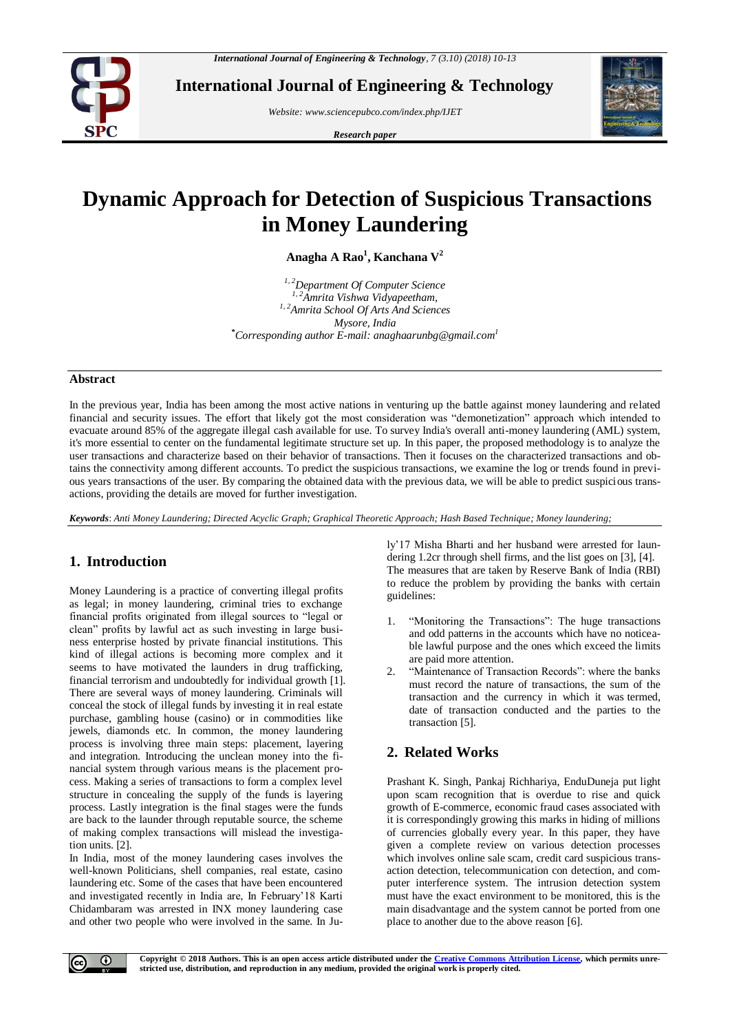# Dynamic Approach for Detection of Suspicious Transactions in Money Laundering

**Anagha A Rao[1], Kanchana V[2]**

*[1,2]Department Of Computer Science*
*[1,2]Amrita Vishwa Vidyapeetham,*
*[1,2]Amrita School Of Arts And Sciences*
*Mysore, India*
*[*]Corresponding author E-mail: anaghaarunbg@gmail.com[1]*

## Abstract

In the previous year, India has been among the most active nations in venturing up the battle against money laundering and related financial and security issues. The effort that likely got the most consideration was "demonetization" approach which intended to evacuate around 85% of the aggregate illegal cash available for use. To survey India's overall anti-money laundering (AML) system, it's more essential to center on the fundamental legitimate structure set up. In this paper, the proposed methodology is to analyze the user transactions and characterize based on their behavior of transactions. Then it focuses on the characterized transactions and obtains the connectivity among different accounts. To predict the suspicious transactions, we examine the log or trends found in previous years transactions of the user. By comparing the obtained data with the previous data, we will be able to predict suspicious transactions, providing the details are moved for further investigation.

***Keywords***: *Anti Money Laundering; Directed Acyclic Graph; Graphical Theoretic Approach; Hash Based Technique; Money laundering;*

## 1. Introduction

Money Laundering is a practice of converting illegal profits as legal; in money laundering, criminal tries to exchange financial profits originated from illegal sources to "legal or clean" profits by lawful act as such investing in large business enterprise hosted by private financial institutions. This kind of illegal actions is becoming more complex and it seems to have motivated the launders in drug trafficking, financial terrorism and undoubtedly for individual growth [1]. There are several ways of money laundering. Criminals will conceal the stock of illegal funds by investing it in real estate purchase, gambling house (casino) or in commodities like jewels, diamonds etc. In common, the money laundering process is involving three main steps: placement, layering and integration. Introducing the unclean money into the financial system through various means is the placement process. Making a series of transactions to form a complex level structure in concealing the supply of the funds is layering process. Lastly integration is the final stages were the funds are back to the launder through reputable source, the scheme of making complex transactions will mislead the investigation units. [2].

In India, most of the money laundering cases involves the well-known Politicians, shell companies, real estate, casino laundering etc. Some of the cases that have been encountered and investigated recently in India are, In February'18 Karti Chidambaram was arrested in INX money laundering case and other two people who were involved in the same. In July'17 Misha Bharti and her husband were arrested for laundering 1.2cr through shell firms, and the list goes on [3], [4].

The measures that are taken by Reserve Bank of India (RBI) to reduce the problem by providing the banks with certain guidelines:

1. "Monitoring the Transactions": The huge transactions and odd patterns in the accounts which have no noticeable lawful purpose and the ones which exceed the limits are paid more attention.
2. "Maintenance of Transaction Records": where the banks must record the nature of transactions, the sum of the transaction and the currency in which it was termed, date of transaction conducted and the parties to the transaction [5].

## 2. Related Works

Prashant K. Singh, Pankaj Richhariya, EnduDuneja put light upon scam recognition that is overdue to rise and quick growth of E-commerce, economic fraud cases associated with it is correspondingly growing this marks in hiding of millions of currencies globally every year. In this paper, they have given a complete review on various detection processes which involves online sale scam, credit card suspicious transaction detection, telecommunication con detection, and computer interference system. The intrusion detection system must have the exact environment to be monitored, this is the main disadvantage and the system cannot be ported from one place to another due to the above reason [6].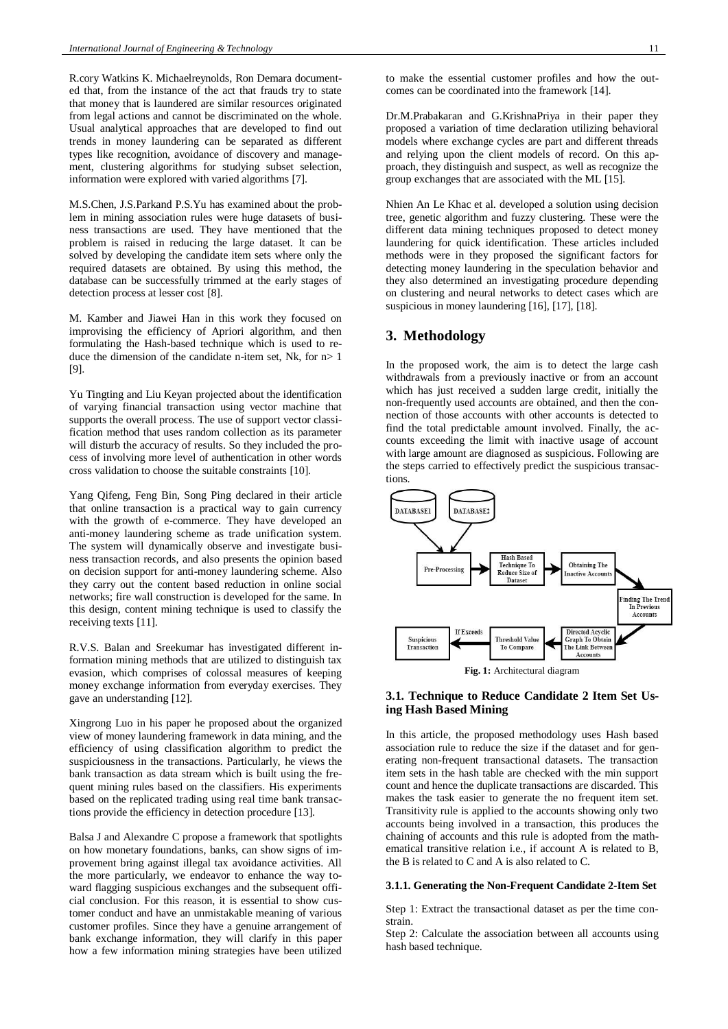R.cory Watkins K. Michaelreynolds, Ron Demara documented that, from the instance of the act that frauds try to state that money that is laundered are similar resources originated from legal actions and cannot be discriminated on the whole. Usual analytical approaches that are developed to find out trends in money laundering can be separated as different types like recognition, avoidance of discovery and management, clustering algorithms for studying subset selection, information were explored with varied algorithms [7].

M.S.Chen, J.S.Parkand P.S.Yu has examined about the problem in mining association rules were huge datasets of business transactions are used. They have mentioned that the problem is raised in reducing the large dataset. It can be solved by developing the candidate item sets where only the required datasets are obtained. By using this method, the database can be successfully trimmed at the early stages of detection process at lesser cost [8].

M. Kamber and Jiawei Han in this work they focused on improvising the efficiency of Apriori algorithm, and then formulating the Hash-based technique which is used to reduce the dimension of the candidate n-item set, Nk, for n> 1 [9].

Yu Tingting and Liu Keyan projected about the identification of varying financial transaction using vector machine that supports the overall process. The use of support vector classification method that uses random collection as its parameter will disturb the accuracy of results. So they included the process of involving more level of authentication in other words cross validation to choose the suitable constraints [10].

Yang Qifeng, Feng Bin, Song Ping declared in their article that online transaction is a practical way to gain currency with the growth of e-commerce. They have developed an anti-money laundering scheme as trade unification system. The system will dynamically observe and investigate business transaction records, and also presents the opinion based on decision support for anti-money laundering scheme. Also they carry out the content based reduction in online social networks; fire wall construction is developed for the same. In this design, content mining technique is used to classify the receiving texts [11].

R.V.S. Balan and Sreekumar has investigated different information mining methods that are utilized to distinguish tax evasion, which comprises of colossal measures of keeping money exchange information from everyday exercises. They gave an understanding [12].

Xingrong Luo in his paper he proposed about the organized view of money laundering framework in data mining, and the efficiency of using classification algorithm to predict the suspiciousness in the transactions. Particularly, he views the bank transaction as data stream which is built using the frequent mining rules based on the classifiers. His experiments based on the replicated trading using real time bank transactions provide the efficiency in detection procedure [13].

Balsa J and Alexandre C propose a framework that spotlights on how monetary foundations, banks, can show signs of improvement bring against illegal tax avoidance activities. All the more particularly, we endeavor to enhance the way toward flagging suspicious exchanges and the subsequent official conclusion. For this reason, it is essential to show customer conduct and have an unmistakable meaning of various customer profiles. Since they have a genuine arrangement of bank exchange information, they will clarify in this paper how a few information mining strategies have been utilized to make the essential customer profiles and how the outcomes can be coordinated into the framework [14].

Dr.M.Prabakaran and G.KrishnaPriya in their paper they proposed a variation of time declaration utilizing behavioral models where exchange cycles are part and different threads and relying upon the client models of record. On this approach, they distinguish and suspect, as well as recognize the group exchanges that are associated with the ML [15].

Nhien An Le Khac et al. developed a solution using decision tree, genetic algorithm and fuzzy clustering. These were the different data mining techniques proposed to detect money laundering for quick identification. These articles included methods were in they proposed the significant factors for detecting money laundering in the speculation behavior and they also determined an investigating procedure depending on clustering and neural networks to detect cases which are suspicious in money laundering [16], [17], [18].

## 3. Methodology

In the proposed work, the aim is to detect the large cash withdrawals from a previously inactive or from an account which has just received a sudden large credit, initially the non-frequently used accounts are obtained, and then the connection of those accounts with other accounts is detected to find the total predictable amount involved. Finally, the accounts exceeding the limit with inactive usage of account with large amount are diagnosed as suspicious. Following are the steps carried to effectively predict the suspicious transactions.

DATABASE1, DATABASE2 → Pre-Processing → Hash Based Technique To Reduce Size of Dataset → Obtaining The Inactive Accounts → Finding The Trend In Previous Accounts → Directed Acyclic Graph To Obtain The Link Between Accounts → Threshold Value To Compare → (If Exceeds) → Suspicious Transaction

**Fig. 1:** Architectural diagram

### 3.1. Technique to Reduce Candidate 2 Item Set Using Hash Based Mining

In this article, the proposed methodology uses Hash based association rule to reduce the size if the dataset and for generating non-frequent transactional datasets. The transaction item sets in the hash table are checked with the min support count and hence the duplicate transactions are discarded. This makes the task easier to generate the no frequent item set. Transitivity rule is applied to the accounts showing only two accounts being involved in a transaction, this produces the chaining of accounts and this rule is adopted from the mathematical transitive relation i.e., if account A is related to B, the B is related to C and A is also related to C.

#### 3.1.1. Generating the Non-Frequent Candidate 2-Item Set

Step 1: Extract the transactional dataset as per the time constrain.

Step 2: Calculate the association between all accounts using hash based technique.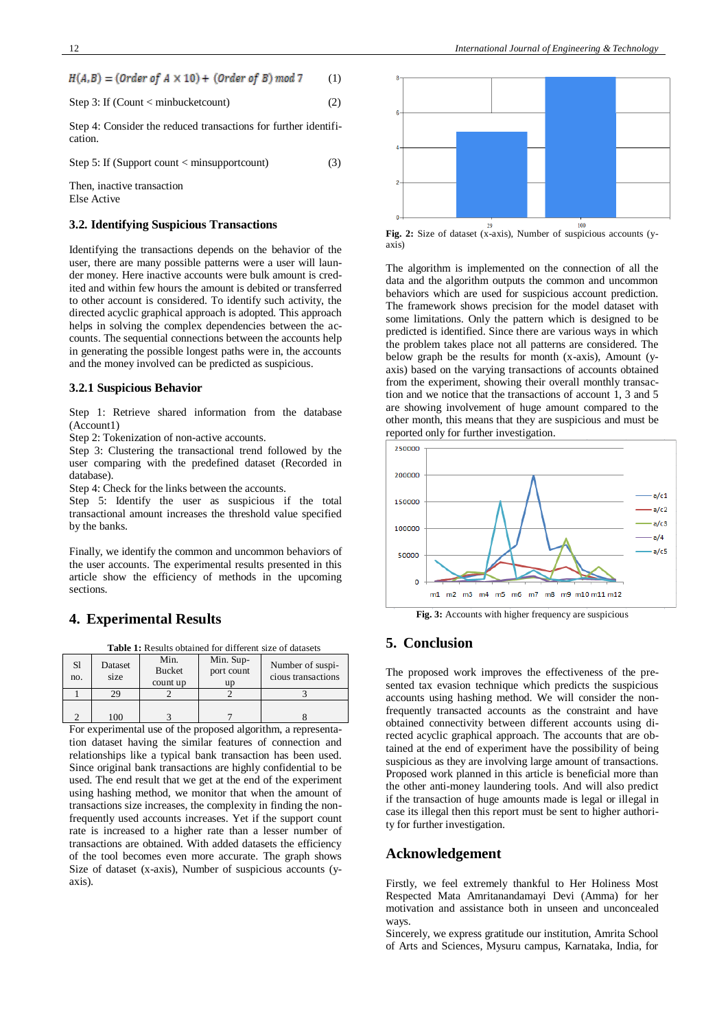$$H(A,B) = (Order\ of\ A \times 10) + (Order\ of\ B)\ mod\ 7 \quad (1)$$

Step 3: If (Count < minbucketcount) (2)

Step 4: Consider the reduced transactions for further identification.

Step 5: If (Support count < minsupportcount) (3)

Then, inactive transaction
Else Active

### 3.2. Identifying Suspicious Transactions

Identifying the transactions depends on the behavior of the user, there are many possible patterns were a user will launder money. Here inactive accounts were bulk amount is credited and within few hours the amount is debited or transferred to other account is considered. To identify such activity, the directed acyclic graphical approach is adopted. This approach helps in solving the complex dependencies between the accounts. The sequential connections between the accounts help in generating the possible longest paths were in, the accounts and the money involved can be predicted as suspicious.

### 3.2.1 Suspicious Behavior

Step 1: Retrieve shared information from the database (Account1)
Step 2: Tokenization of non-active accounts.
Step 3: Clustering the transactional trend followed by the user comparing with the predefined dataset (Recorded in database).
Step 4: Check for the links between the accounts.
Step 5: Identify the user as suspicious if the total transactional amount increases the threshold value specified by the banks.

Finally, we identify the common and uncommon behaviors of the user accounts. The experimental results presented in this article show the efficiency of methods in the upcoming sections.

## 4. Experimental Results

**Table 1:** Results obtained for different size of datasets

| Sl no. | Dataset size | Min. Bucket count up | Min. Support count up | Number of suspicious transactions |
|---|---|---|---|---|
| 1 | 29 | 2 | 2 | 3 |
| 2 | 100 | 3 | 7 | 8 |

For experimental use of the proposed algorithm, a representation dataset having the similar features of connection and relationships like a typical bank transaction has been used. Since original bank transactions are highly confidential to be used. The end result that we get at the end of the experiment using hashing method, we monitor that when the amount of transactions size increases, the complexity in finding the non-frequently used accounts increases. Yet if the support count rate is increased to a higher rate than a lesser number of transactions are obtained. With added datasets the efficiency of the tool becomes even more accurate. The graph shows Size of dataset (x-axis), Number of suspicious accounts (y-axis).

**Fig. 2:** Size of dataset (x-axis), Number of suspicious accounts (y-axis)

The algorithm is implemented on the connection of all the data and the algorithm outputs the common and uncommon behaviors of users which are used for suspicious account prediction. The framework shows precision for the model dataset with some limitations. Only the pattern which is designed to be predicted is identified. Since there are various ways in which the problem takes place not all patterns are considered. The below graph be the results for month (x-axis), Amount (y-axis) based on the varying transactions of accounts obtained from the experiment, showing their overall monthly transaction and we notice that the transactions of account 1, 3 and 5 are showing involvement of huge amount compared to the other month, this means that they are suspicious and must be reported only for further investigation.

**Fig. 3:** Accounts with higher frequency are suspicious

## 5. Conclusion

The proposed work improves the effectiveness of the presented tax evasion technique which predicts the suspicious accounts using hashing method. We will consider the non-frequently transacted accounts as the constraint and have obtained connectivity between different accounts using directed acyclic graphical approach. The accounts that are obtained at the end of experiment have the possibility of being suspicious as they are involving large amount of transactions. Proposed work planned in this article is beneficial more than the other anti-money laundering tools. And will also predict if the transaction of huge amounts made is legal or illegal in case its illegal then this report must be sent to higher authority for further investigation.

## Acknowledgement

Firstly, we feel extremely thankful to Her Holiness Most Respected Mata Amritanandamayi Devi (Amma) for her motivation and assistance both in unseen and unconcealed ways.
Sincerely, we express gratitude our institution, Amrita School of Arts and Sciences, Mysuru campus, Karnataka, India, for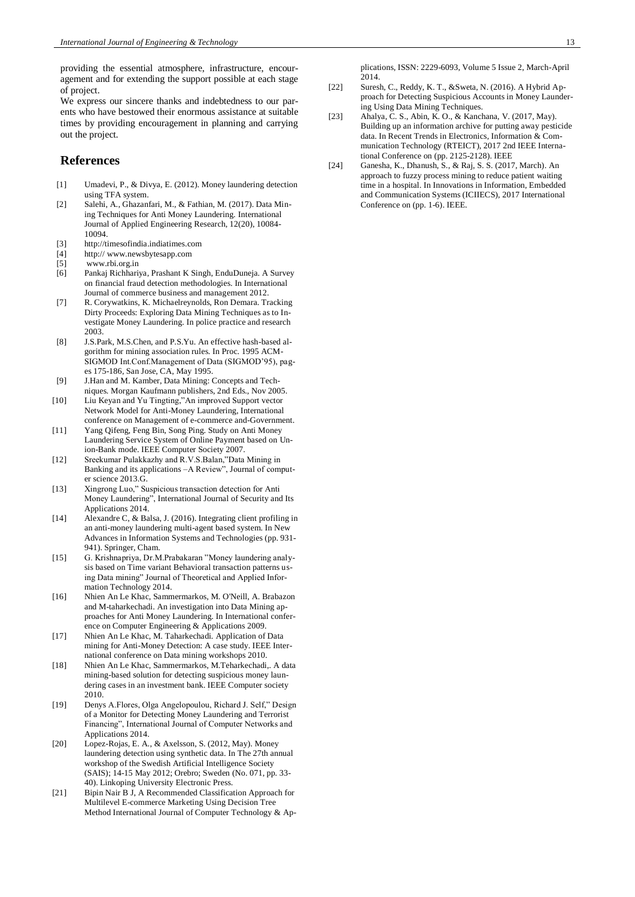providing the essential atmosphere, infrastructure, encouragement and for extending the support possible at each stage of project.

We express our sincere thanks and indebtedness to our parents who have bestowed their enormous assistance at suitable times by providing encouragement in planning and carrying out the project.

## References

[1] Umadevi, P., & Divya, E. (2012). Money laundering detection using TFA system.

[2] Salehi, A., Ghazanfari, M., & Fathian, M. (2017). Data Mining Techniques for Anti Money Laundering. International Journal of Applied Engineering Research, 12(20), 10084-10094.

[3] http://timesofindia.indiatimes.com

[4] http:// www.newsbytesapp.com

[5] www.rbi.org.in

[6] Pankaj Richhariya, Prashant K Singh, EnduDuneja. A Survey on financial fraud detection methodologies. In International Journal of commerce business and management 2012.

[7] R. Corywatkins, K. Michaelreynolds, Ron Demara. Tracking Dirty Proceeds: Exploring Data Mining Techniques as to Investigate Money Laundering. In police practice and research 2003.

[8] J.S.Park, M.S.Chen, and P.S.Yu. An effective hash-based algorithm for mining association rules. In Proc. 1995 ACM-SIGMOD Int.Conf.Management of Data (SIGMOD'95), pages 175-186, San Jose, CA, May 1995.

[9] J.Han and M. Kamber, Data Mining: Concepts and Techniques. Morgan Kaufmann publishers, 2nd Eds., Nov 2005.

[10] Liu Keyan and Yu Tingting,"An improved Support vector Network Model for Anti-Money Laundering, International conference on Management of e-commerce and-Government.

[11] Yang Qifeng, Feng Bin, Song Ping. Study on Anti Money Laundering Service System of Online Payment based on Union-Bank mode. IEEE Computer Society 2007.

[12] Sreekumar Pulakkazhy and R.V.S.Balan,"Data Mining in Banking and its applications –A Review", Journal of computer science 2013.G.

[13] Xingrong Luo," Suspicious transaction detection for Anti Money Laundering", International Journal of Security and Its Applications 2014.

[14] Alexandre C, & Balsa, J. (2016). Integrating client profiling in an anti-money laundering multi-agent based system. In New Advances in Information Systems and Technologies (pp. 931-941). Springer, Cham.

[15] G. Krishnapriya, Dr.M.Prabakaran "Money laundering analysis based on Time variant Behavioral transaction patterns using Data mining" Journal of Theoretical and Applied Information Technology 2014.

[16] Nhien An Le Khac, Sammermarkos, M. O'Neill, A. Brabazon and M-taharkechadi. An investigation into Data Mining approaches for Anti Money Laundering. In International conference on Computer Engineering & Applications 2009.

[17] Nhien An Le Khac, M. Taharkechadi. Application of Data mining for Anti-Money Detection: A case study. IEEE International conference on Data mining workshops 2010.

[18] Nhien An Le Khac, Sammermarkos, M.Teharkechadi,. A data mining-based solution for detecting suspicious money laundering cases in an investment bank. IEEE Computer society 2010.

[19] Denys A.Flores, Olga Angelopoulou, Richard J. Self," Design of a Monitor for Detecting Money Laundering and Terrorist Financing", International Journal of Computer Networks and Applications 2014.

[20] Lopez-Rojas, E. A., & Axelsson, S. (2012, May). Money laundering detection using synthetic data. In The 27th annual workshop of the Swedish Artificial Intelligence Society (SAIS); 14-15 May 2012; Orebro; Sweden (No. 071, pp. 33-40). Linkoping University Electronic Press.

[21] Bipin Nair B J, A Recommended Classification Approach for Multilevel E-commerce Marketing Using Decision Tree Method International Journal of Computer Technology & Applications, ISSN: 2229-6093, Volume 5 Issue 2, March-April 2014.

[22] Suresh, C., Reddy, K. T., &Sweta, N. (2016). A Hybrid Approach for Detecting Suspicious Accounts in Money Laundering Using Data Mining Techniques.

[23] Ahalya, C. S., Abin, K. O., & Kanchana, V. (2017, May). Building up an information archive for putting away pesticide data. In Recent Trends in Electronics, Information & Communication Technology (RTEICT), 2017 2nd IEEE International Conference on (pp. 2125-2128). IEEE

[24] Ganesha, K., Dhanush, S., & Raj, S. S. (2017, March). An approach to fuzzy process mining to reduce patient waiting time in a hospital. In Innovations in Information, Embedded and Communication Systems (ICIIECS), 2017 International Conference on (pp. 1-6). IEEE.